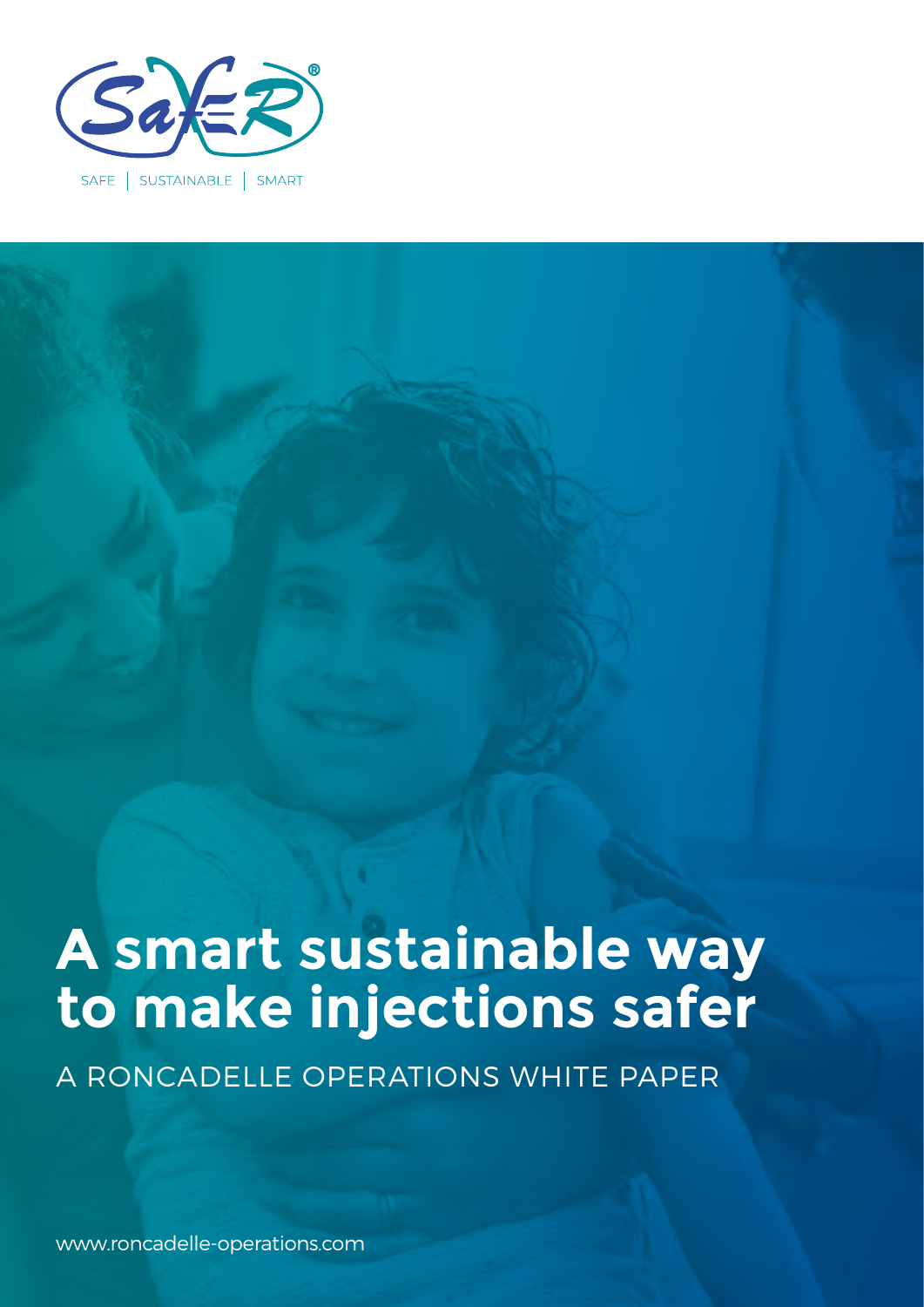SAFE | SUSTAINABLE | SMART

# A smart sustainable way to make injections safer

A RONCADELLE OPERATIONS WHITE PAPER

www.roncadelle-operations.com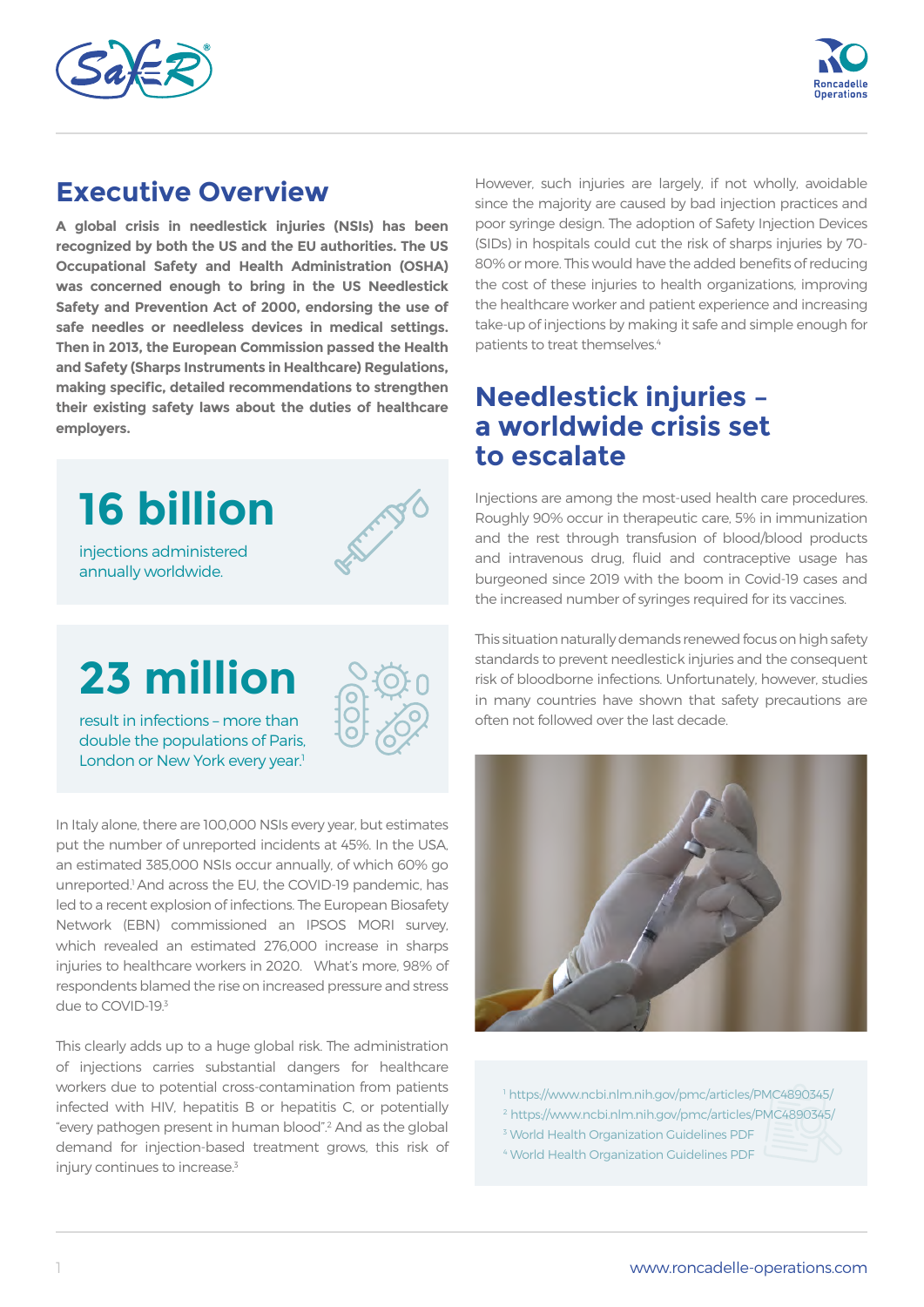## Executive Overview

**A global crisis in needlestick injuries (NSIs) has been recognized by both the US and the EU authorities. The US Occupational Safety and Health Administration (OSHA) was concerned enough to bring in the US Needlestick Safety and Prevention Act of 2000, endorsing the use of safe needles or needleless devices in medical settings. Then in 2013, the European Commission passed the Health and Safety (Sharps Instruments in Healthcare) Regulations, making specific, detailed recommendations to strengthen their existing safety laws about the duties of healthcare employers.**

**16 billion**

injections administered annually worldwide.

**23 million**

result in infections – more than double the populations of Paris, London or New York every year.[1]

In Italy alone, there are 100,000 NSIs every year, but estimates put the number of unreported incidents at 45%. In the USA, an estimated 385,000 NSIs occur annually, of which 60% go unreported.[1] And across the EU, the COVID-19 pandemic, has led to a recent explosion of infections. The European Biosafety Network (EBN) commissioned an IPSOS MORI survey, which revealed an estimated 276,000 increase in sharps injuries to healthcare workers in 2020. What's more, 98% of respondents blamed the rise on increased pressure and stress due to COVID-19.[3]

This clearly adds up to a huge global risk. The administration of injections carries substantial dangers for healthcare workers due to potential cross-contamination from patients infected with HIV, hepatitis B or hepatitis C, or potentially "every pathogen present in human blood".[2] And as the global demand for injection-based treatment grows, this risk of injury continues to increase.[3]

However, such injuries are largely, if not wholly, avoidable since the majority are caused by bad injection practices and poor syringe design. The adoption of Safety Injection Devices (SIDs) in hospitals could cut the risk of sharps injuries by 70-80% or more. This would have the added benefits of reducing the cost of these injuries to health organizations, improving the healthcare worker and patient experience and increasing take-up of injections by making it safe and simple enough for patients to treat themselves.[4]

## Needlestick injuries – a worldwide crisis set to escalate

Injections are among the most-used health care procedures. Roughly 90% occur in therapeutic care, 5% in immunization and the rest through transfusion of blood/blood products and intravenous drug, fluid and contraceptive usage has burgeoned since 2019 with the boom in Covid-19 cases and the increased number of syringes required for its vaccines.

This situation naturally demands renewed focus on high safety standards to prevent needlestick injuries and the consequent risk of bloodborne infections. Unfortunately, however, studies in many countries have shown that safety precautions are often not followed over the last decade.

[1] https://www.ncbi.nlm.nih.gov/pmc/articles/PMC4890345/
[2] https://www.ncbi.nlm.nih.gov/pmc/articles/PMC4890345/
[3] World Health Organization Guidelines PDF
[4] World Health Organization Guidelines PDF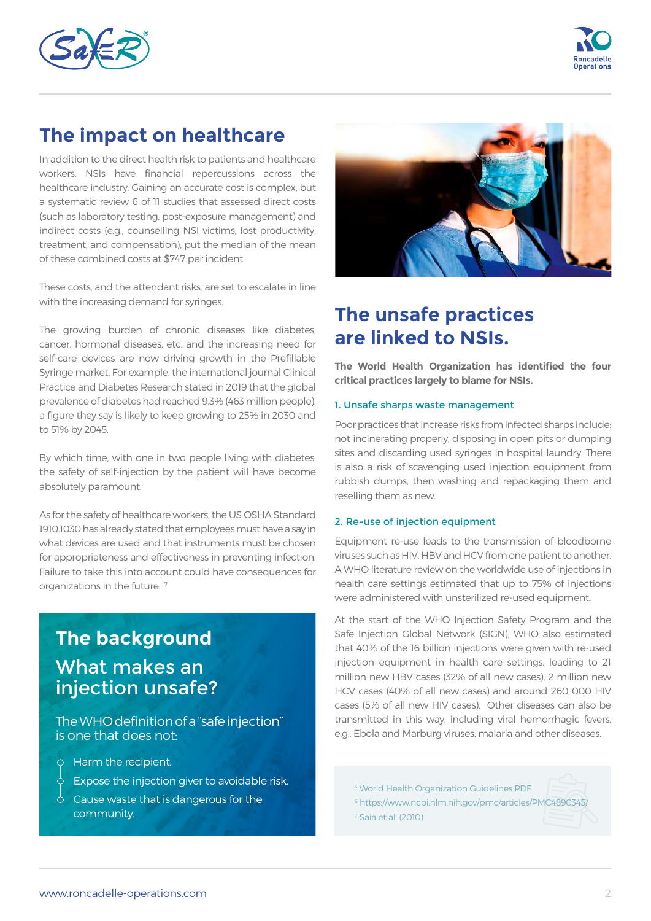## The impact on healthcare

In addition to the direct health risk to patients and healthcare workers, NSIs have financial repercussions across the healthcare industry. Gaining an accurate cost is complex, but a systematic review 6 of 11 studies that assessed direct costs (such as laboratory testing, post-exposure management) and indirect costs (e.g., counselling NSI victims, lost productivity, treatment, and compensation), put the median of the mean of these combined costs at $747 per incident.

These costs, and the attendant risks, are set to escalate in line with the increasing demand for syringes.

The growing burden of chronic diseases like diabetes, cancer, hormonal diseases, etc. and the increasing need for self-care devices are now driving growth in the Prefillable Syringe market. For example, the international journal Clinical Practice and Diabetes Research stated in 2019 that the global prevalence of diabetes had reached 9.3% (463 million people), a figure they say is likely to keep growing to 25% in 2030 and to 51% by 2045.

By which time, with one in two people living with diabetes, the safety of self-injection by the patient will have become absolutely paramount.

As for the safety of healthcare workers, the US OSHA Standard 1910.1030 has already stated that employees must have a say in what devices are used and that instruments must be chosen for appropriateness and effectiveness in preventing infection. Failure to take this into account could have consequences for organizations in the future. [7]

## The background

### What makes an injection unsafe?

The WHO definition of a "safe injection" is one that does not:

- Harm the recipient.
- Expose the injection giver to avoidable risk.
- Cause waste that is dangerous for the community.

## The unsafe practices are linked to NSIs.

**The World Health Organization has identified the four critical practices largely to blame for NSIs.**

### 1. Unsafe sharps waste management

Poor practices that increase risks from infected sharps include: not incinerating properly, disposing in open pits or dumping sites and discarding used syringes in hospital laundry. There is also a risk of scavenging used injection equipment from rubbish dumps, then washing and repackaging them and reselling them as new.

### 2. Re-use of injection equipment

Equipment re-use leads to the transmission of bloodborne viruses such as HIV, HBV and HCV from one patient to another. A WHO literature review on the worldwide use of injections in health care settings estimated that up to 75% of injections were administered with unsterilized re-used equipment.

At the start of the WHO Injection Safety Program and the Safe Injection Global Network (SIGN), WHO also estimated that 40% of the 16 billion injections were given with re-used injection equipment in health care settings, leading to 21 million new HBV cases (32% of all new cases), 2 million new HCV cases (40% of all new cases) and around 260 000 HIV cases (5% of all new HIV cases). Other diseases can also be transmitted in this way, including viral hemorrhagic fevers, e.g., Ebola and Marburg viruses, malaria and other diseases.

[5] World Health Organization Guidelines PDF
[6] https://www.ncbi.nlm.nih.gov/pmc/articles/PMC4890345/
[7] Saia et al. (2010)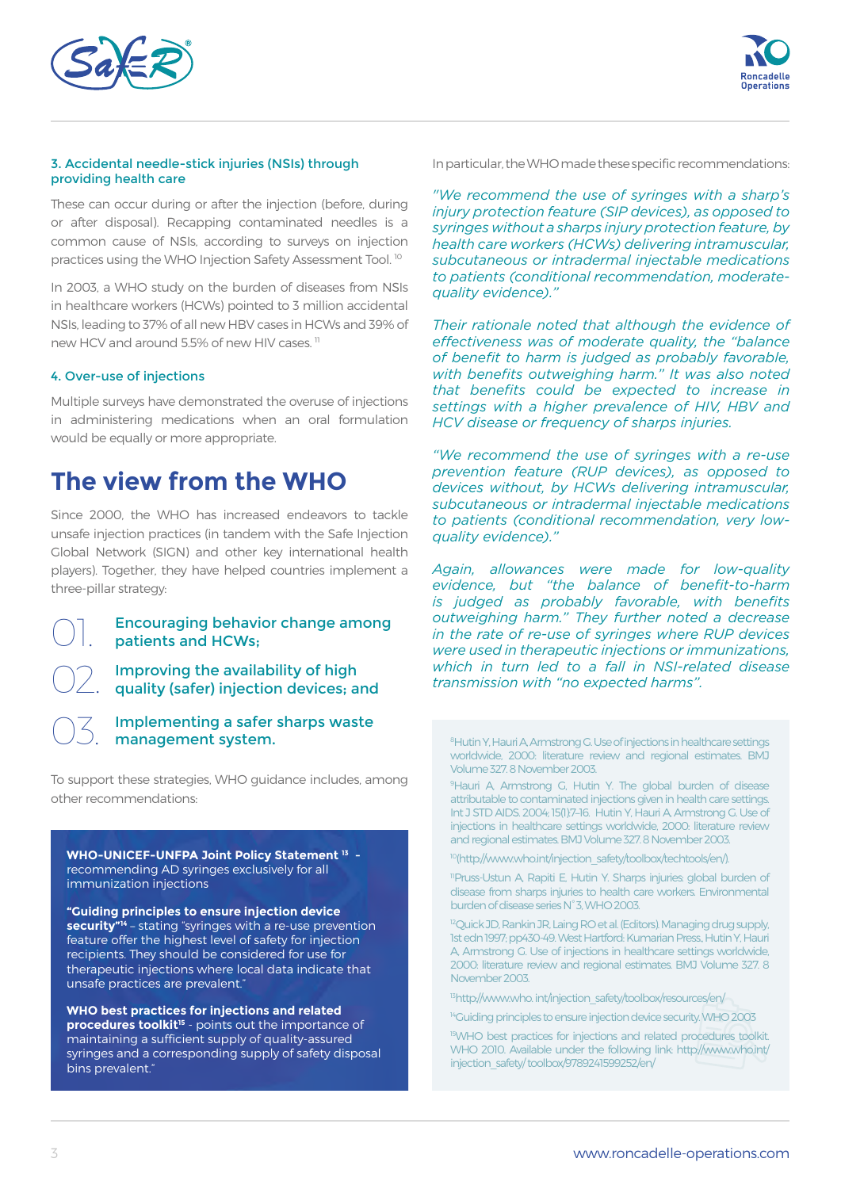### 3. Accidental needle-stick injuries (NSIs) through providing health care

These can occur during or after the injection (before, during or after disposal). Recapping contaminated needles is a common cause of NSIs, according to surveys on injection practices using the WHO Injection Safety Assessment Tool. [10]

In 2003, a WHO study on the burden of diseases from NSIs in healthcare workers (HCWs) pointed to 3 million accidental NSIs, leading to 37% of all new HBV cases in HCWs and 39% of new HCV and around 5.5% of new HIV cases. [11]

### 4. Over-use of injections

Multiple surveys have demonstrated the overuse of injections in administering medications when an oral formulation would be equally or more appropriate.

## The view from the WHO

Since 2000, the WHO has increased endeavors to tackle unsafe injection practices (in tandem with the Safe Injection Global Network (SIGN) and other key international health players). Together, they have helped countries implement a three-pillar strategy:

01. Encouraging behavior change among patients and HCWs;

02. Improving the availability of high quality (safer) injection devices; and

03. Implementing a safer sharps waste management system.

To support these strategies, WHO guidance includes, among other recommendations:

**WHO-UNICEF-UNFPA Joint Policy Statement [13]** - recommending AD syringes exclusively for all immunization injections

**"Guiding principles to ensure injection device security"[14]** – stating "syringes with a re-use prevention feature offer the highest level of safety for injection recipients. They should be considered for use for therapeutic injections where local data indicate that unsafe practices are prevalent."

**WHO best practices for injections and related procedures toolkit[15]** - points out the importance of maintaining a sufficient supply of quality-assured syringes and a corresponding supply of safety disposal bins prevalent."

In particular, the WHO made these specific recommendations:

*"We recommend the use of syringes with a sharp's injury protection feature (SIP devices), as opposed to syringes without a sharps injury protection feature, by health care workers (HCWs) delivering intramuscular, subcutaneous or intradermal injectable medications to patients (conditional recommendation, moderate-quality evidence)."*

*Their rationale noted that although the evidence of effectiveness was of moderate quality, the "balance of benefit to harm is judged as probably favorable, with benefits outweighing harm." It was also noted that benefits could be expected to increase in settings with a higher prevalence of HIV, HBV and HCV disease or frequency of sharps injuries.*

*"We recommend the use of syringes with a re-use prevention feature (RUP devices), as opposed to devices without, by HCWs delivering intramuscular, subcutaneous or intradermal injectable medications to patients (conditional recommendation, very low-quality evidence)."*

*Again, allowances were made for low-quality evidence, but "the balance of benefit-to-harm is judged as probably favorable, with benefits outweighing harm." They further noted a decrease in the rate of re-use of syringes where RUP devices were used in therapeutic injections or immunizations, which in turn led to a fall in NSI-related disease transmission with "no expected harms".*

[8] Hutin Y, Hauri A, Armstrong G. Use of injections in healthcare settings worldwide, 2000: literature review and regional estimates. BMJ Volume 327. 8 November 2003.

[9] Hauri A, Armstrong G, Hutin Y. The global burden of disease attributable to contaminated injections given in health care settings. Int J STD AIDS. 2004; 15(1):7-16. Hutin Y, Hauri A, Armstrong G. Use of injections in healthcare settings worldwide, 2000: literature review and regional estimates. BMJ Volume 327. 8 November 2003.

[10] (http://www.who.int/injection_safety/toolbox/techtools/en/).

[11] Pruss-Ustun A, Rapiti E, Hutin Y. Sharps injuries: global burden of disease from sharps injuries to health care workers. Environmental burden of disease series N°3, WHO 2003.

[12] Quick JD, Rankin JR, Laing RO et al. (Editors). Managing drug supply, 1st edn 1997; pp430-49. West Hartford: Kumarian Press. Hutin Y, Hauri A, Armstrong G. Use of injections in healthcare settings worldwide, 2000: literature review and regional estimates. BMJ Volume 327. 8 November 2003.

[13] http://www.who. int/injection_safety/toolbox/resources/en/

[14] Guiding principles to ensure injection device security. WHO 2003

[15] WHO best practices for injections and related procedures toolkit. WHO 2010. Available under the following link: http://www.who.int/injection_safety/ toolbox/9789241599252/en/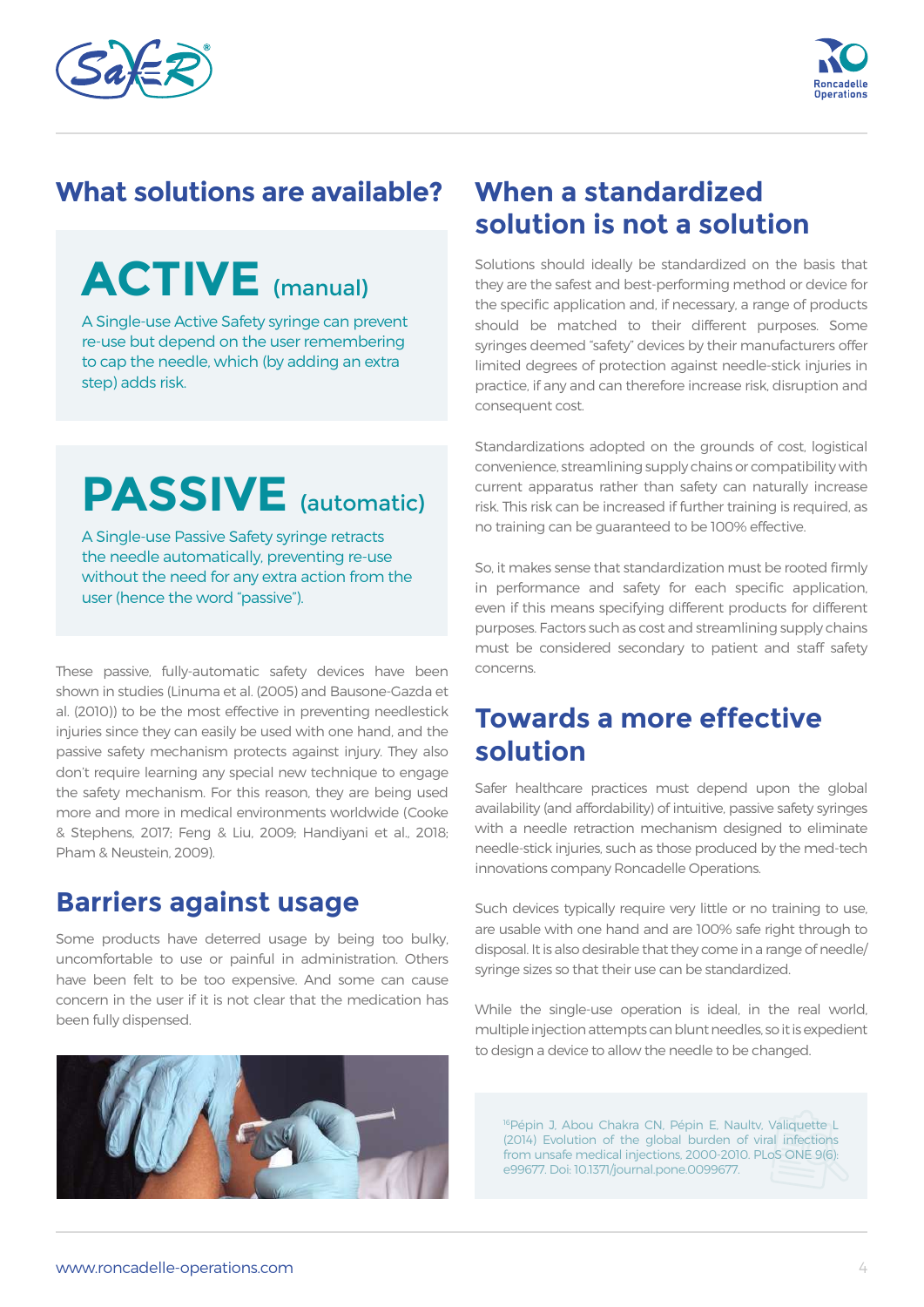## What solutions are available?

# ACTIVE (manual)

A Single-use Active Safety syringe can prevent re-use but depend on the user remembering to cap the needle, which (by adding an extra step) adds risk.

# PASSIVE (automatic)

A Single-use Passive Safety syringe retracts the needle automatically, preventing re-use without the need for any extra action from the user (hence the word "passive").

These passive, fully-automatic safety devices have been shown in studies (Linuma et al. (2005) and Bausone-Gazda et al. (2010)) to be the most effective in preventing needlestick injuries since they can easily be used with one hand, and the passive safety mechanism protects against injury. They also don't require learning any special new technique to engage the safety mechanism. For this reason, they are being used more and more in medical environments worldwide (Cooke & Stephens, 2017; Feng & Liu, 2009; Handiyani et al., 2018; Pham & Neustein, 2009).

## Barriers against usage

Some products have deterred usage by being too bulky, uncomfortable to use or painful in administration. Others have been felt to be too expensive. And some can cause concern in the user if it is not clear that the medication has been fully dispensed.

## When a standardized solution is not a solution

Solutions should ideally be standardized on the basis that they are the safest and best-performing method or device for the specific application and, if necessary, a range of products should be matched to their different purposes. Some syringes deemed "safety" devices by their manufacturers offer limited degrees of protection against needle-stick injuries in practice, if any and can therefore increase risk, disruption and consequent cost.

Standardizations adopted on the grounds of cost, logistical convenience, streamlining supply chains or compatibility with current apparatus rather than safety can naturally increase risk. This risk can be increased if further training is required, as no training can be guaranteed to be 100% effective.

So, it makes sense that standardization must be rooted firmly in performance and safety for each specific application, even if this means specifying different products for different purposes. Factors such as cost and streamlining supply chains must be considered secondary to patient and staff safety concerns.

## Towards a more effective solution

Safer healthcare practices must depend upon the global availability (and affordability) of intuitive, passive safety syringes with a needle retraction mechanism designed to eliminate needle-stick injuries, such as those produced by the med-tech innovations company Roncadelle Operations.

Such devices typically require very little or no training to use, are usable with one hand and are 100% safe right through to disposal. It is also desirable that they come in a range of needle/syringe sizes so that their use can be standardized.

While the single-use operation is ideal, in the real world, multiple injection attempts can blunt needles, so it is expedient to design a device to allow the needle to be changed.

[16]Pépin J, Abou Chakra CN, Pépin E, Naultv, Valiquette L (2014) Evolution of the global burden of viral infections from unsafe medical injections, 2000-2010. PLoS ONE 9(6): e99677. Doi: 10.1371/journal.pone.0099677.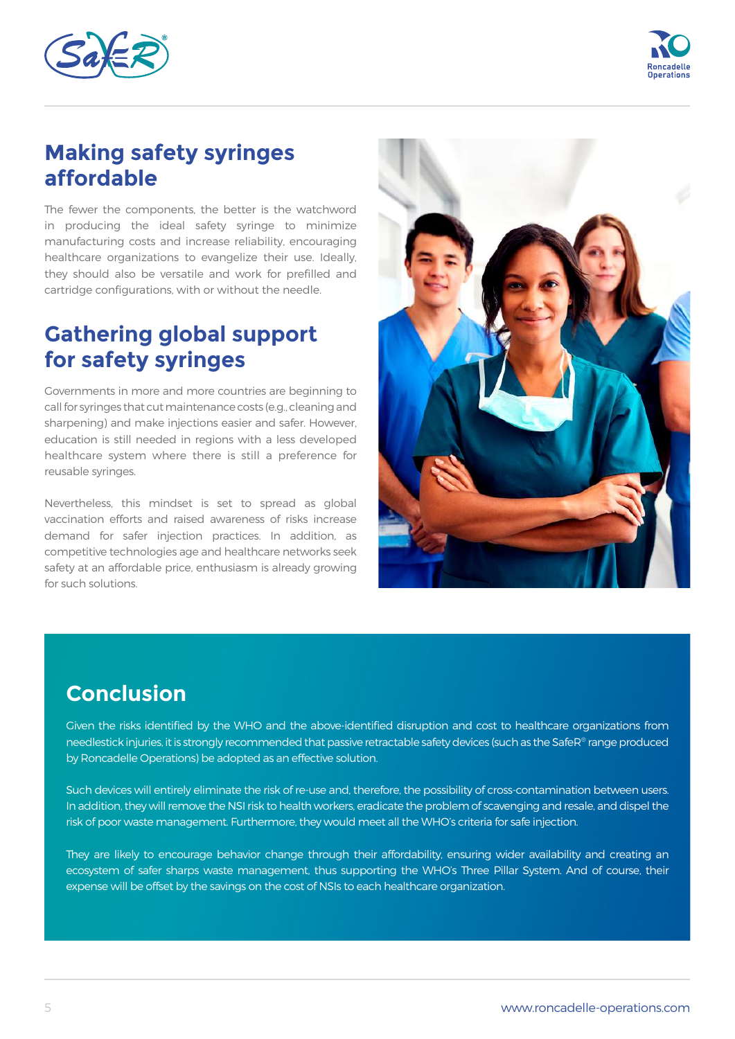## Making safety syringes affordable

The fewer the components, the better is the watchword in producing the ideal safety syringe to minimize manufacturing costs and increase reliability, encouraging healthcare organizations to evangelize their use. Ideally, they should also be versatile and work for prefilled and cartridge configurations, with or without the needle.

## Gathering global support for safety syringes

Governments in more and more countries are beginning to call for syringes that cut maintenance costs (e.g., cleaning and sharpening) and make injections easier and safer. However, education is still needed in regions with a less developed healthcare system where there is still a preference for reusable syringes.

Nevertheless, this mindset is set to spread as global vaccination efforts and raised awareness of risks increase demand for safer injection practices. In addition, as competitive technologies age and healthcare networks seek safety at an affordable price, enthusiasm is already growing for such solutions.

## Conclusion

Given the risks identified by the WHO and the above-identified disruption and cost to healthcare organizations from needlestick injuries, it is strongly recommended that passive retractable safety devices (such as the SafeR® range produced by Roncadelle Operations) be adopted as an effective solution.

Such devices will entirely eliminate the risk of re-use and, therefore, the possibility of cross-contamination between users. In addition, they will remove the NSI risk to health workers, eradicate the problem of scavenging and resale, and dispel the risk of poor waste management. Furthermore, they would meet all the WHO's criteria for safe injection.

They are likely to encourage behavior change through their affordability, ensuring wider availability and creating an ecosystem of safer sharps waste management, thus supporting the WHO's Three Pillar System. And of course, their expense will be offset by the savings on the cost of NSIs to each healthcare organization.

www.roncadelle-operations.com